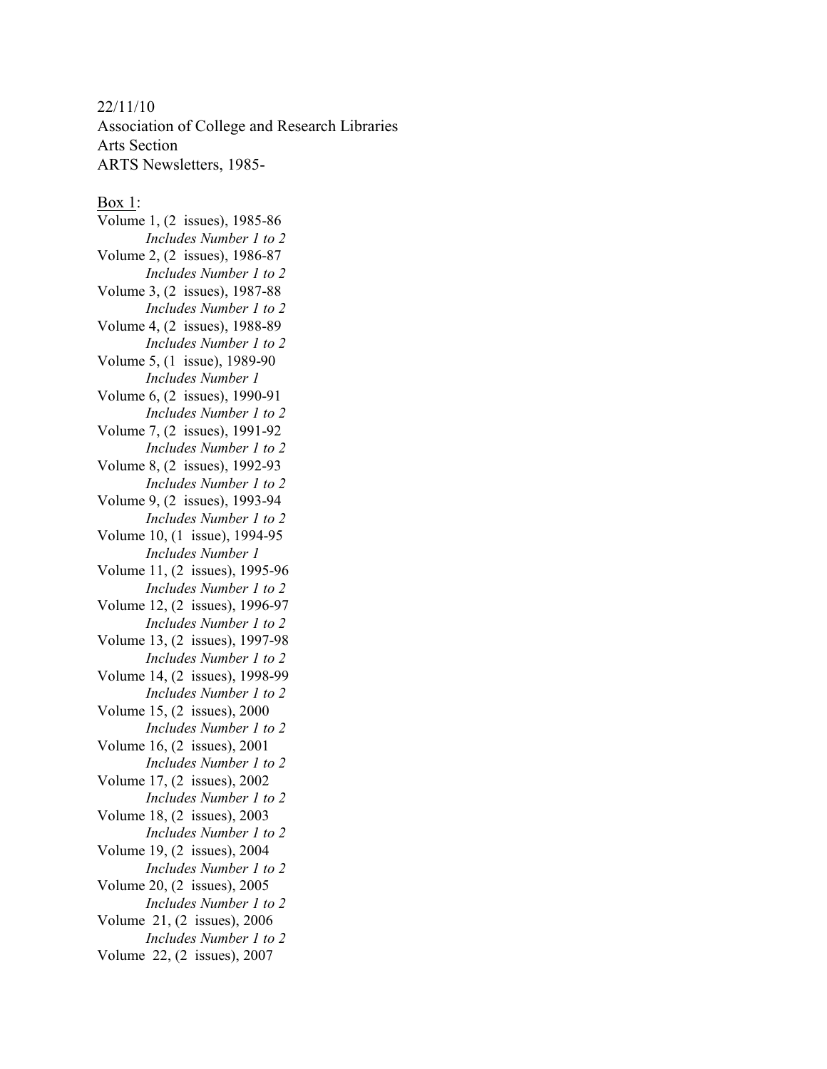22/11/10

Association of College and Research Libraries

Arts Section

ARTS Newsletters, 1985-

<u>Box 1</u>:

Volume 1, (2 issues), 1985-86
*Includes Number 1 to 2*

Volume 2, (2 issues), 1986-87
*Includes Number 1 to 2*

Volume 3, (2 issues), 1987-88
*Includes Number 1 to 2*

Volume 4, (2 issues), 1988-89
*Includes Number 1 to 2*

Volume 5, (1 issue), 1989-90
*Includes Number 1*

Volume 6, (2 issues), 1990-91
*Includes Number 1 to 2*

Volume 7, (2 issues), 1991-92
*Includes Number 1 to 2*

Volume 8, (2 issues), 1992-93
*Includes Number 1 to 2*

Volume 9, (2 issues), 1993-94
*Includes Number 1 to 2*

Volume 10, (1 issue), 1994-95
*Includes Number 1*

Volume 11, (2 issues), 1995-96
*Includes Number 1 to 2*

Volume 12, (2 issues), 1996-97
*Includes Number 1 to 2*

Volume 13, (2 issues), 1997-98
*Includes Number 1 to 2*

Volume 14, (2 issues), 1998-99
*Includes Number 1 to 2*

Volume 15, (2 issues), 2000
*Includes Number 1 to 2*

Volume 16, (2 issues), 2001
*Includes Number 1 to 2*

Volume 17, (2 issues), 2002
*Includes Number 1 to 2*

Volume 18, (2 issues), 2003
*Includes Number 1 to 2*

Volume 19, (2 issues), 2004
*Includes Number 1 to 2*

Volume 20, (2 issues), 2005
*Includes Number 1 to 2*

Volume 21, (2 issues), 2006
*Includes Number 1 to 2*

Volume 22, (2 issues), 2007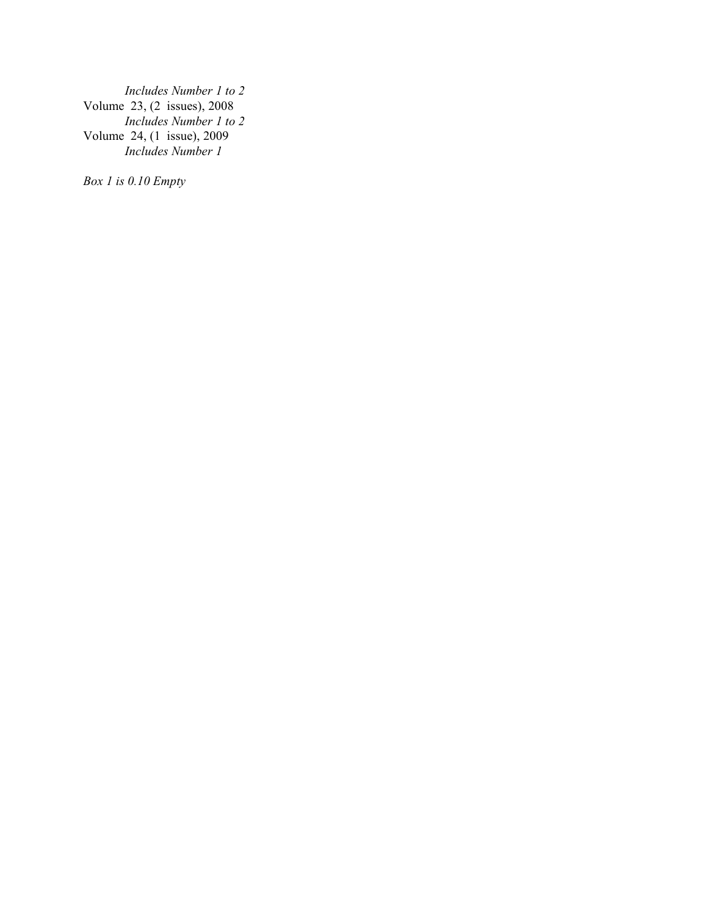*Includes Number 1 to 2*

Volume 23, (2 issues), 2008

*Includes Number 1 to 2*

Volume 24, (1 issue), 2009

*Includes Number 1*

*Box 1 is 0.10 Empty*